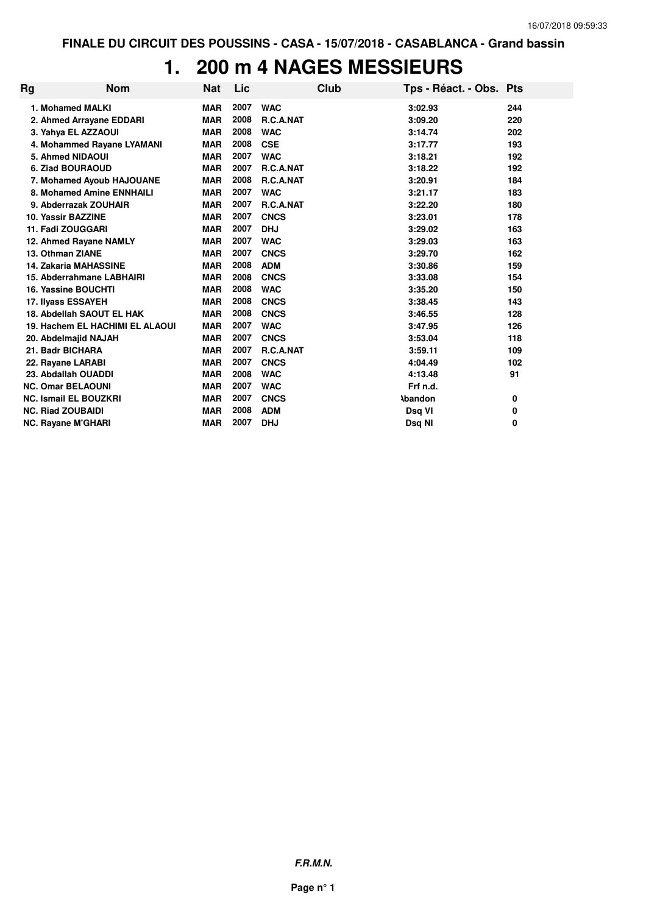FINALE DU CIRCUIT DES POUSSINS - CASA - 15/07/2018 - CASABLANCA - Grand bassin

# 1. 200 m 4 NAGES MESSIEURS

| Rg | Nom | Nat | Lic | Club | Tps - Réact. - Obs. | Pts |
|---|---|---|---|---|---|---|
| 1. | Mohamed MALKI | MAR | 2007 | WAC | 3:02.93 | 244 |
| 2. | Ahmed Arrayane EDDARI | MAR | 2008 | R.C.A.NAT | 3:09.20 | 220 |
| 3. | Yahya EL AZZAOUI | MAR | 2008 | WAC | 3:14.74 | 202 |
| 4. | Mohammed Rayane LYAMANI | MAR | 2008 | CSE | 3:17.77 | 193 |
| 5. | Ahmed NIDAOUI | MAR | 2007 | WAC | 3:18.21 | 192 |
| 6. | Ziad BOURAOUD | MAR | 2007 | R.C.A.NAT | 3:18.22 | 192 |
| 7. | Mohamed Ayoub HAJOUANE | MAR | 2008 | R.C.A.NAT | 3:20.91 | 184 |
| 8. | Mohamed Amine ENNHAILI | MAR | 2007 | WAC | 3:21.17 | 183 |
| 9. | Abderrazak ZOUHAIR | MAR | 2007 | R.C.A.NAT | 3:22.20 | 180 |
| 10. | Yassir BAZZINE | MAR | 2007 | CNCS | 3:23.01 | 178 |
| 11. | Fadi ZOUGGARI | MAR | 2007 | DHJ | 3:29.02 | 163 |
| 12. | Ahmed Rayane NAMLY | MAR | 2007 | WAC | 3:29.03 | 163 |
| 13. | Othman ZIANE | MAR | 2007 | CNCS | 3:29.70 | 162 |
| 14. | Zakaria MAHASSINE | MAR | 2008 | ADM | 3:30.86 | 159 |
| 15. | Abderrahmane LABHAIRI | MAR | 2008 | CNCS | 3:33.08 | 154 |
| 16. | Yassine BOUCHTI | MAR | 2008 | WAC | 3:35.20 | 150 |
| 17. | Ilyass ESSAYEH | MAR | 2008 | CNCS | 3:38.45 | 143 |
| 18. | Abdellah SAOUT EL HAK | MAR | 2008 | CNCS | 3:46.55 | 128 |
| 19. | Hachem EL HACHIMI EL ALAOUI | MAR | 2007 | WAC | 3:47.95 | 126 |
| 20. | Abdelmajid NAJAH | MAR | 2007 | CNCS | 3:53.04 | 118 |
| 21. | Badr BICHARA | MAR | 2007 | R.C.A.NAT | 3:59.11 | 109 |
| 22. | Rayane LARABI | MAR | 2007 | CNCS | 4:04.49 | 102 |
| 23. | Abdallah OUADDI | MAR | 2008 | WAC | 4:13.48 | 91 |
| NC. | Omar BELAOUNI | MAR | 2007 | WAC | Frf n.d. | |
| NC. | Ismail EL BOUZKRI | MAR | 2007 | CNCS | Abandon | 0 |
| NC. | Riad ZOUBAIDI | MAR | 2008 | ADM | Dsq VI | 0 |
| NC. | Rayane M'GHARI | MAR | 2007 | DHJ | Dsq NI | 0 |

*F.R.M.N.*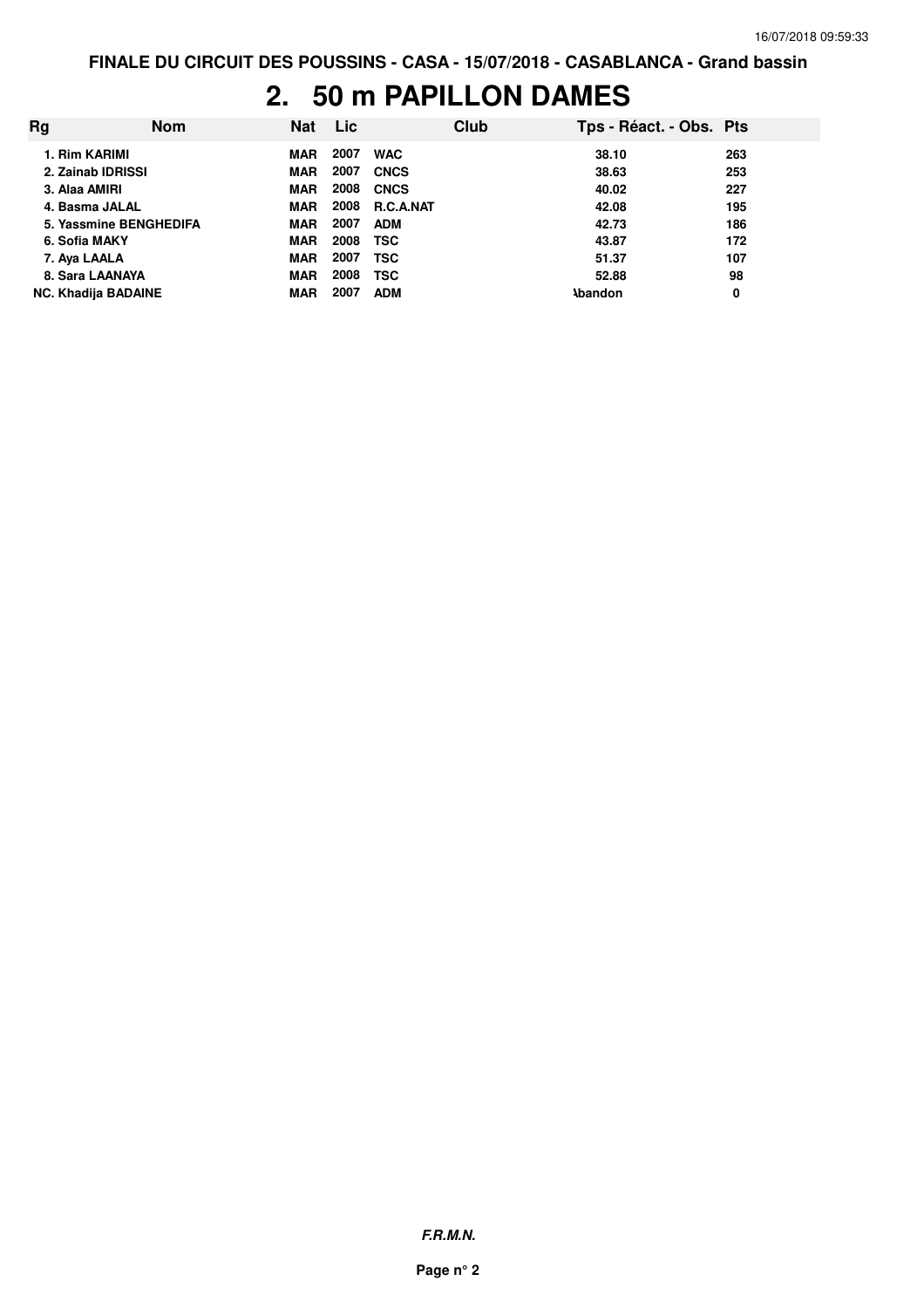# 2. 50 m PAPILLON DAMES

| Rg | Nom | Nat | Lic | Club | Tps - Réact. - Obs. | Pts |
|---|---|---|---|---|---|---|
| 1. | Rim KARIMI | MAR | 2007 | WAC | 38.10 | 263 |
| 2. | Zainab IDRISSI | MAR | 2007 | CNCS | 38.63 | 253 |
| 3. | Alaa AMIRI | MAR | 2008 | CNCS | 40.02 | 227 |
| 4. | Basma JALAL | MAR | 2008 | R.C.A.NAT | 42.08 | 195 |
| 5. | Yassmine BENGHEDIFA | MAR | 2007 | ADM | 42.73 | 186 |
| 6. | Sofia MAKY | MAR | 2008 | TSC | 43.87 | 172 |
| 7. | Aya LAALA | MAR | 2007 | TSC | 51.37 | 107 |
| 8. | Sara LAANAYA | MAR | 2008 | TSC | 52.88 | 98 |
| NC. | Khadija BADAINE | MAR | 2007 | ADM | Abandon | 0 |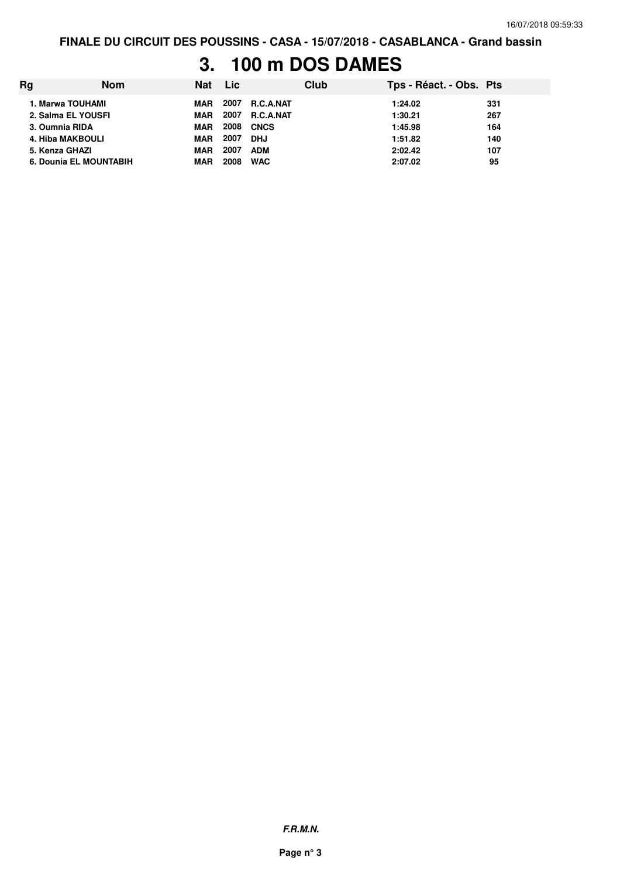FINALE DU CIRCUIT DES POUSSINS - CASA - 15/07/2018 - CASABLANCA - Grand bassin

# 3. 100 m DOS DAMES

| Rg | Nom | Nat | Lic | Club | Tps - Réact. - Obs. | Pts |
|---|---|---|---|---|---|---|
| 1. | Marwa TOUHAMI | MAR | 2007 | R.C.A.NAT | 1:24.02 | 331 |
| 2. | Salma EL YOUSFI | MAR | 2007 | R.C.A.NAT | 1:30.21 | 267 |
| 3. | Oumnia RIDA | MAR | 2008 | CNCS | 1:45.98 | 164 |
| 4. | Hiba MAKBOULI | MAR | 2007 | DHJ | 1:51.82 | 140 |
| 5. | Kenza GHAZI | MAR | 2007 | ADM | 2:02.42 | 107 |
| 6. | Dounia EL MOUNTABIH | MAR | 2008 | WAC | 2:07.02 | 95 |

*F.R.M.N.*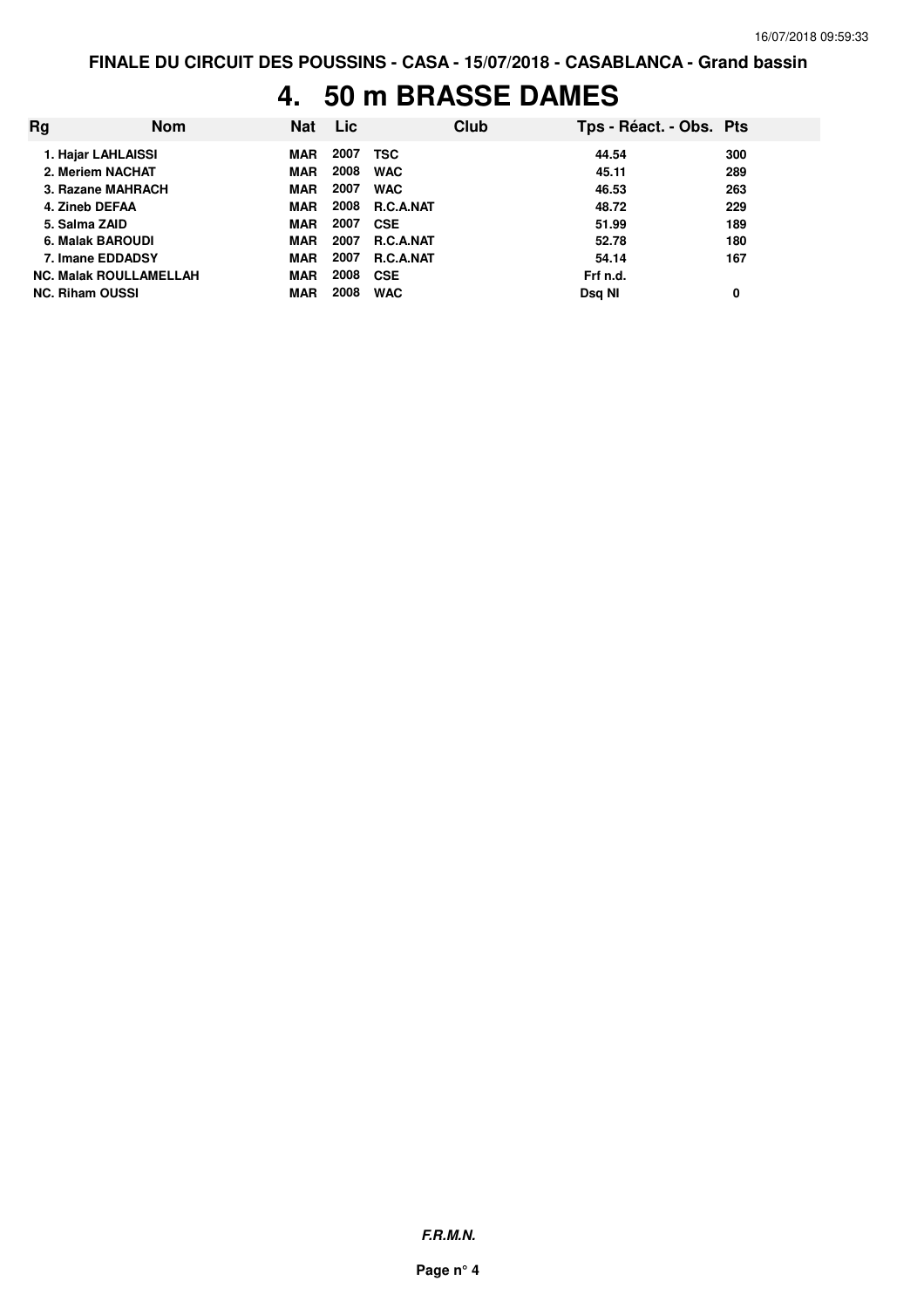FINALE DU CIRCUIT DES POUSSINS - CASA - 15/07/2018 - CASABLANCA - Grand bassin

# 4. 50 m BRASSE DAMES

| Rg | Nom | Nat | Lic | Club | Tps - Réact. - Obs. | Pts |
|---|---|---|---|---|---|---|
| 1. | Hajar LAHLAISSI | MAR | 2007 | TSC | 44.54 | 300 |
| 2. | Meriem NACHAT | MAR | 2008 | WAC | 45.11 | 289 |
| 3. | Razane MAHRACH | MAR | 2007 | WAC | 46.53 | 263 |
| 4. | Zineb DEFAA | MAR | 2008 | R.C.A.NAT | 48.72 | 229 |
| 5. | Salma ZAID | MAR | 2007 | CSE | 51.99 | 189 |
| 6. | Malak BAROUDI | MAR | 2007 | R.C.A.NAT | 52.78 | 180 |
| 7. | Imane EDDADSY | MAR | 2007 | R.C.A.NAT | 54.14 | 167 |
| NC. | Malak ROULLAMELLAH | MAR | 2008 | CSE | Frf n.d. | |
| NC. | Riham OUSSI | MAR | 2008 | WAC | Dsq NI | 0 |

*F.R.M.N.*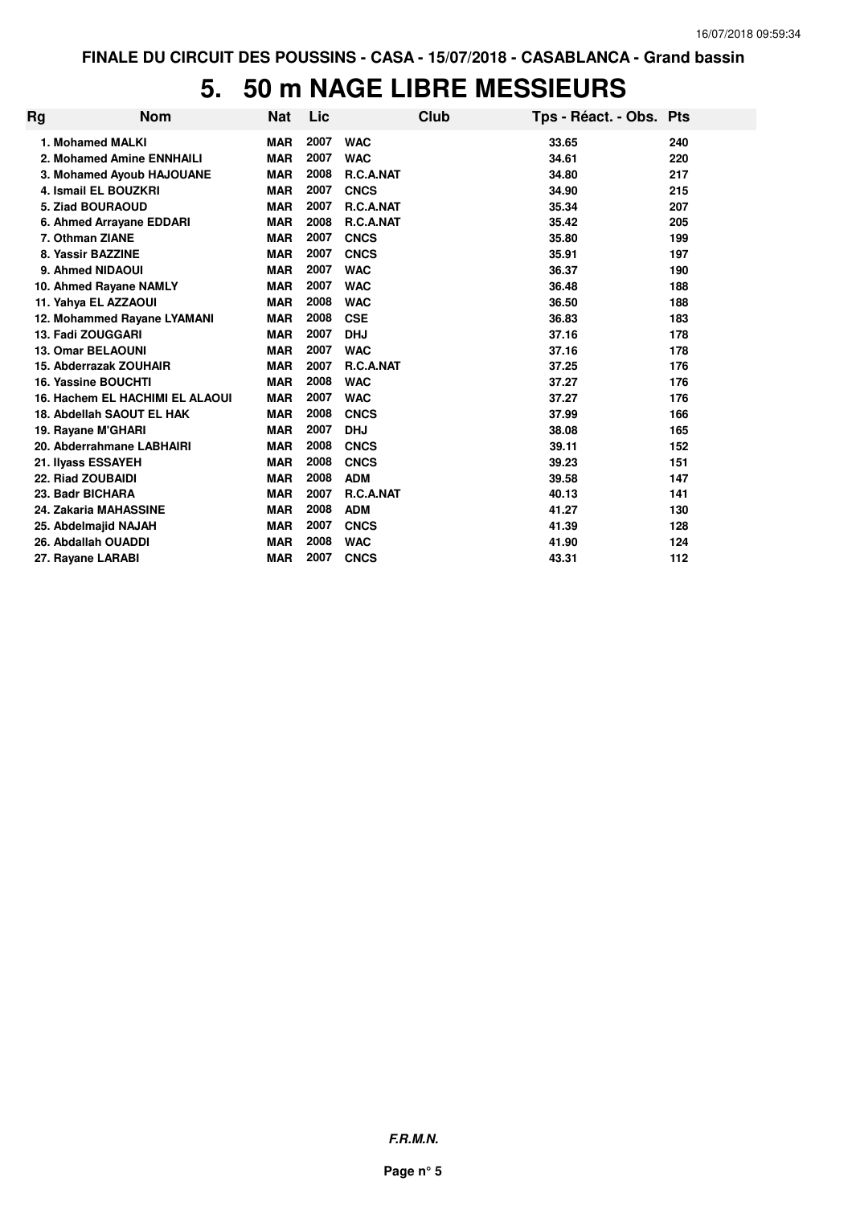FINALE DU CIRCUIT DES POUSSINS - CASA - 15/07/2018 - CASABLANCA - Grand bassin

# 5. 50 m NAGE LIBRE MESSIEURS

| Rg | Nom | Nat | Lic | Club | Tps - Réact. - Obs. | Pts |
|---|---|---|---|---|---|---|
| 1. | Mohamed MALKI | MAR | 2007 | WAC | 33.65 | 240 |
| 2. | Mohamed Amine ENNHAILI | MAR | 2007 | WAC | 34.61 | 220 |
| 3. | Mohamed Ayoub HAJOUANE | MAR | 2008 | R.C.A.NAT | 34.80 | 217 |
| 4. | Ismail EL BOUZKRI | MAR | 2007 | CNCS | 34.90 | 215 |
| 5. | Ziad BOURAOUD | MAR | 2007 | R.C.A.NAT | 35.34 | 207 |
| 6. | Ahmed Arrayane EDDARI | MAR | 2008 | R.C.A.NAT | 35.42 | 205 |
| 7. | Othman ZIANE | MAR | 2007 | CNCS | 35.80 | 199 |
| 8. | Yassir BAZZINE | MAR | 2007 | CNCS | 35.91 | 197 |
| 9. | Ahmed NIDAOUI | MAR | 2007 | WAC | 36.37 | 190 |
| 10. | Ahmed Rayane NAMLY | MAR | 2007 | WAC | 36.48 | 188 |
| 11. | Yahya EL AZZAOUI | MAR | 2008 | WAC | 36.50 | 188 |
| 12. | Mohammed Rayane LYAMANI | MAR | 2008 | CSE | 36.83 | 183 |
| 13. | Fadi ZOUGGARI | MAR | 2007 | DHJ | 37.16 | 178 |
| 13. | Omar BELAOUNI | MAR | 2007 | WAC | 37.16 | 178 |
| 15. | Abderrazak ZOUHAIR | MAR | 2007 | R.C.A.NAT | 37.25 | 176 |
| 16. | Yassine BOUCHTI | MAR | 2008 | WAC | 37.27 | 176 |
| 16. | Hachem EL HACHIMI EL ALAOUI | MAR | 2007 | WAC | 37.27 | 176 |
| 18. | Abdellah SAOUT EL HAK | MAR | 2008 | CNCS | 37.99 | 166 |
| 19. | Rayane M'GHARI | MAR | 2007 | DHJ | 38.08 | 165 |
| 20. | Abderrahmane LABHAIRI | MAR | 2008 | CNCS | 39.11 | 152 |
| 21. | Ilyass ESSAYEH | MAR | 2008 | CNCS | 39.23 | 151 |
| 22. | Riad ZOUBAIDI | MAR | 2008 | ADM | 39.58 | 147 |
| 23. | Badr BICHARA | MAR | 2007 | R.C.A.NAT | 40.13 | 141 |
| 24. | Zakaria MAHASSINE | MAR | 2008 | ADM | 41.27 | 130 |
| 25. | Abdelmajid NAJAH | MAR | 2007 | CNCS | 41.39 | 128 |
| 26. | Abdallah OUADDI | MAR | 2008 | WAC | 41.90 | 124 |
| 27. | Rayane LARABI | MAR | 2007 | CNCS | 43.31 | 112 |

*F.R.M.N.*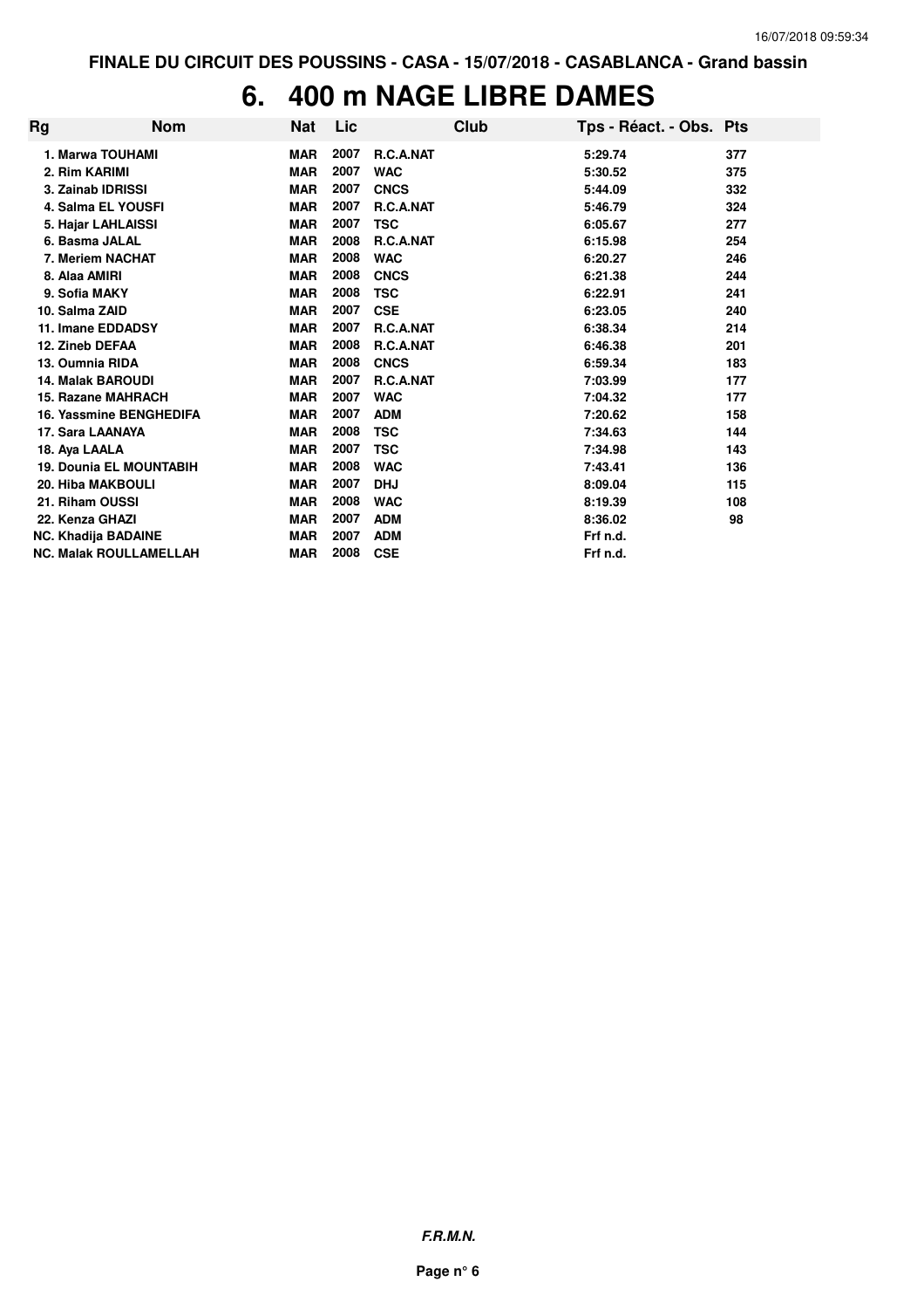FINALE DU CIRCUIT DES POUSSINS - CASA - 15/07/2018 - CASABLANCA - Grand bassin

# 6. 400 m NAGE LIBRE DAMES

| Rg | Nom | Nat | Lic | Club | Tps - Réact. - Obs. | Pts |
|---|---|---|---|---|---|---|
| 1. | Marwa TOUHAMI | MAR | 2007 | R.C.A.NAT | 5:29.74 | 377 |
| 2. | Rim KARIMI | MAR | 2007 | WAC | 5:30.52 | 375 |
| 3. | Zainab IDRISSI | MAR | 2007 | CNCS | 5:44.09 | 332 |
| 4. | Salma EL YOUSFI | MAR | 2007 | R.C.A.NAT | 5:46.79 | 324 |
| 5. | Hajar LAHLAISSI | MAR | 2007 | TSC | 6:05.67 | 277 |
| 6. | Basma JALAL | MAR | 2008 | R.C.A.NAT | 6:15.98 | 254 |
| 7. | Meriem NACHAT | MAR | 2008 | WAC | 6:20.27 | 246 |
| 8. | Alaa AMIRI | MAR | 2008 | CNCS | 6:21.38 | 244 |
| 9. | Sofia MAKY | MAR | 2008 | TSC | 6:22.91 | 241 |
| 10. | Salma ZAID | MAR | 2007 | CSE | 6:23.05 | 240 |
| 11. | Imane EDDADSY | MAR | 2007 | R.C.A.NAT | 6:38.34 | 214 |
| 12. | Zineb DEFAA | MAR | 2008 | R.C.A.NAT | 6:46.38 | 201 |
| 13. | Oumnia RIDA | MAR | 2008 | CNCS | 6:59.34 | 183 |
| 14. | Malak BAROUDI | MAR | 2007 | R.C.A.NAT | 7:03.99 | 177 |
| 15. | Razane MAHRACH | MAR | 2007 | WAC | 7:04.32 | 177 |
| 16. | Yassmine BENGHEDIFA | MAR | 2007 | ADM | 7:20.62 | 158 |
| 17. | Sara LAANAYA | MAR | 2008 | TSC | 7:34.63 | 144 |
| 18. | Aya LAALA | MAR | 2007 | TSC | 7:34.98 | 143 |
| 19. | Dounia EL MOUNTABIH | MAR | 2008 | WAC | 7:43.41 | 136 |
| 20. | Hiba MAKBOULI | MAR | 2007 | DHJ | 8:09.04 | 115 |
| 21. | Riham OUSSI | MAR | 2008 | WAC | 8:19.39 | 108 |
| 22. | Kenza GHAZI | MAR | 2007 | ADM | 8:36.02 | 98 |
| NC. | Khadija BADAINE | MAR | 2007 | ADM | Frf n.d. | |
| NC. | Malak ROULLAMELLAH | MAR | 2008 | CSE | Frf n.d. | |

***F.R.M.N.***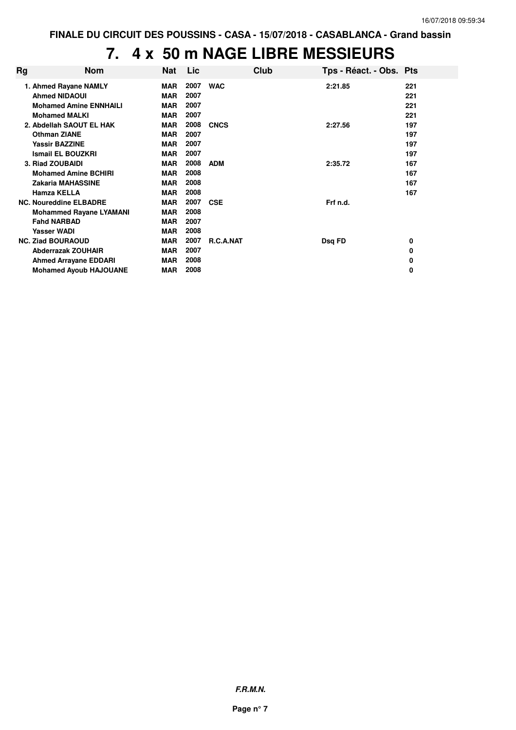FINALE DU CIRCUIT DES POUSSINS - CASA - 15/07/2018 - CASABLANCA - Grand bassin

# 7. 4 x 50 m NAGE LIBRE MESSIEURS

| Rg | Nom | Nat | Lic | Club | Tps - Réact. - Obs. | Pts |
|---|---|---|---|---|---|---|
| 1. | Ahmed Rayane NAMLY | MAR | 2007 | WAC | 2:21.85 | 221 |
| | Ahmed NIDAOUI | MAR | 2007 | | | 221 |
| | Mohamed Amine ENNHAILI | MAR | 2007 | | | 221 |
| | Mohamed MALKI | MAR | 2007 | | | 221 |
| 2. | Abdellah SAOUT EL HAK | MAR | 2008 | CNCS | 2:27.56 | 197 |
| | Othman ZIANE | MAR | 2007 | | | 197 |
| | Yassir BAZZINE | MAR | 2007 | | | 197 |
| | Ismail EL BOUZKRI | MAR | 2007 | | | 197 |
| 3. | Riad ZOUBAIDI | MAR | 2008 | ADM | 2:35.72 | 167 |
| | Mohamed Amine BCHIRI | MAR | 2008 | | | 167 |
| | Zakaria MAHASSINE | MAR | 2008 | | | 167 |
| | Hamza KELLA | MAR | 2008 | | | 167 |
| NC. | Noureddine ELBADRE | MAR | 2007 | CSE | Frf n.d. | |
| | Mohammed Rayane LYAMANI | MAR | 2008 | | | |
| | Fahd NARBAD | MAR | 2007 | | | |
| | Yasser WADI | MAR | 2008 | | | |
| NC. | Ziad BOURAOUD | MAR | 2007 | R.C.A.NAT | Dsq FD | 0 |
| | Abderrazak ZOUHAIR | MAR | 2007 | | | 0 |
| | Ahmed Arrayane EDDARI | MAR | 2008 | | | 0 |
| | Mohamed Ayoub HAJOUANE | MAR | 2008 | | | 0 |

*F.R.M.N.*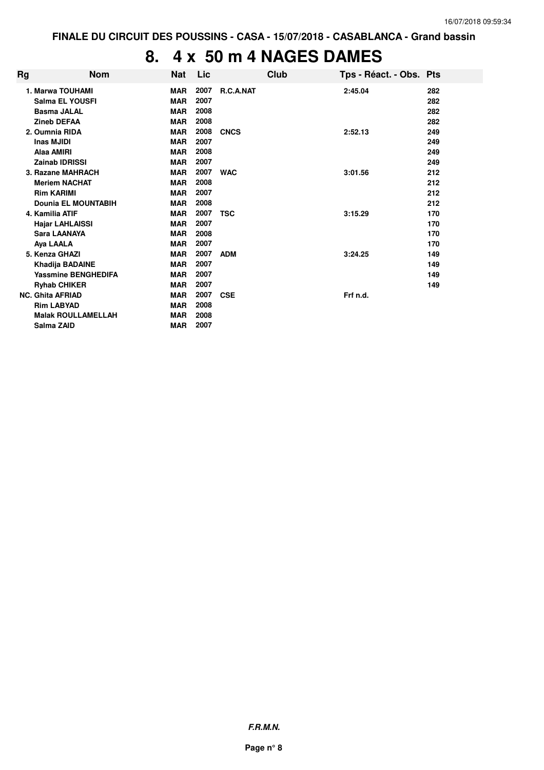**FINALE DU CIRCUIT DES POUSSINS - CASA - 15/07/2018 - CASABLANCA - Grand bassin**

# 8. 4 x 50 m 4 NAGES DAMES

| Rg | Nom | Nat | Lic | Club | Tps - Réact. - Obs. | Pts |
|---|---|---|---|---|---|---|
| 1. | Marwa TOUHAMI | MAR | 2007 | R.C.A.NAT | 2:45.04 | 282 |
| | Salma EL YOUSFI | MAR | 2007 | | | 282 |
| | Basma JALAL | MAR | 2008 | | | 282 |
| | Zineb DEFAA | MAR | 2008 | | | 282 |
| 2. | Oumnia RIDA | MAR | 2008 | CNCS | 2:52.13 | 249 |
| | Inas MJIDI | MAR | 2007 | | | 249 |
| | Alaa AMIRI | MAR | 2008 | | | 249 |
| | Zainab IDRISSI | MAR | 2007 | | | 249 |
| 3. | Razane MAHRACH | MAR | 2007 | WAC | 3:01.56 | 212 |
| | Meriem NACHAT | MAR | 2008 | | | 212 |
| | Rim KARIMI | MAR | 2007 | | | 212 |
| | Dounia EL MOUNTABIH | MAR | 2008 | | | 212 |
| 4. | Kamilia ATIF | MAR | 2007 | TSC | 3:15.29 | 170 |
| | Hajar LAHLAISSI | MAR | 2007 | | | 170 |
| | Sara LAANAYA | MAR | 2008 | | | 170 |
| | Aya LAALA | MAR | 2007 | | | 170 |
| 5. | Kenza GHAZI | MAR | 2007 | ADM | 3:24.25 | 149 |
| | Khadija BADAINE | MAR | 2007 | | | 149 |
| | Yassmine BENGHEDIFA | MAR | 2007 | | | 149 |
| | Ryhab CHIKER | MAR | 2007 | | | 149 |
| NC. | Ghita AFRIAD | MAR | 2007 | CSE | Frf n.d. | |
| | Rim LABYAD | MAR | 2008 | | | |
| | Malak ROULLAMELLAH | MAR | 2008 | | | |
| | Salma ZAID | MAR | 2007 | | | |

***F.R.M.N.***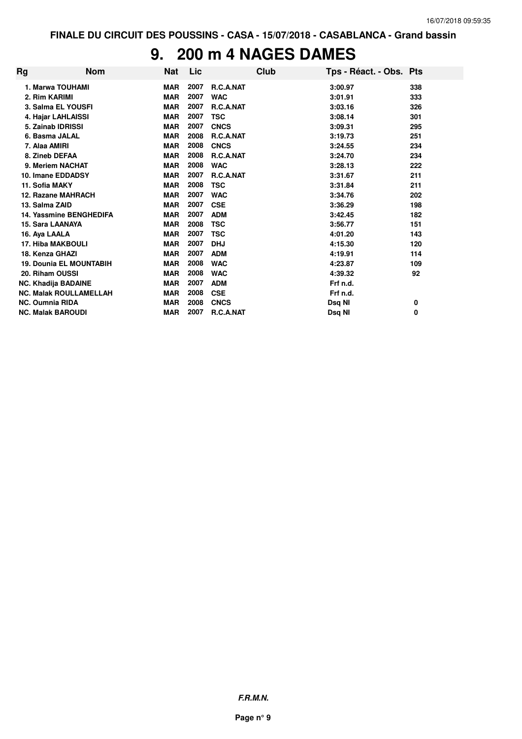FINALE DU CIRCUIT DES POUSSINS - CASA - 15/07/2018 - CASABLANCA - Grand bassin

# 9. 200 m 4 NAGES DAMES

| Rg | Nom | Nat | Lic | Club | Tps - Réact. - Obs. | Pts |
|---|---|---|---|---|---|---|
| 1. | Marwa TOUHAMI | MAR | 2007 | R.C.A.NAT | 3:00.97 | 338 |
| 2. | Rim KARIMI | MAR | 2007 | WAC | 3:01.91 | 333 |
| 3. | Salma EL YOUSFI | MAR | 2007 | R.C.A.NAT | 3:03.16 | 326 |
| 4. | Hajar LAHLAISSI | MAR | 2007 | TSC | 3:08.14 | 301 |
| 5. | Zainab IDRISSI | MAR | 2007 | CNCS | 3:09.31 | 295 |
| 6. | Basma JALAL | MAR | 2008 | R.C.A.NAT | 3:19.73 | 251 |
| 7. | Alaa AMIRI | MAR | 2008 | CNCS | 3:24.55 | 234 |
| 8. | Zineb DEFAA | MAR | 2008 | R.C.A.NAT | 3:24.70 | 234 |
| 9. | Meriem NACHAT | MAR | 2008 | WAC | 3:28.13 | 222 |
| 10. | Imane EDDADSY | MAR | 2007 | R.C.A.NAT | 3:31.67 | 211 |
| 11. | Sofia MAKY | MAR | 2008 | TSC | 3:31.84 | 211 |
| 12. | Razane MAHRACH | MAR | 2007 | WAC | 3:34.76 | 202 |
| 13. | Salma ZAID | MAR | 2007 | CSE | 3:36.29 | 198 |
| 14. | Yassmine BENGHEDIFA | MAR | 2007 | ADM | 3:42.45 | 182 |
| 15. | Sara LAANAYA | MAR | 2008 | TSC | 3:56.77 | 151 |
| 16. | Aya LAALA | MAR | 2007 | TSC | 4:01.20 | 143 |
| 17. | Hiba MAKBOULI | MAR | 2007 | DHJ | 4:15.30 | 120 |
| 18. | Kenza GHAZI | MAR | 2007 | ADM | 4:19.91 | 114 |
| 19. | Dounia EL MOUNTABIH | MAR | 2008 | WAC | 4:23.87 | 109 |
| 20. | Riham OUSSI | MAR | 2008 | WAC | 4:39.32 | 92 |
| NC. | Khadija BADAINE | MAR | 2007 | ADM | Frf n.d. | |
| NC. | Malak ROULLAMELLAH | MAR | 2008 | CSE | Frf n.d. | |
| NC. | Oumnia RIDA | MAR | 2008 | CNCS | Dsq NI | 0 |
| NC. | Malak BAROUDI | MAR | 2007 | R.C.A.NAT | Dsq NI | 0 |

**F.R.M.N.**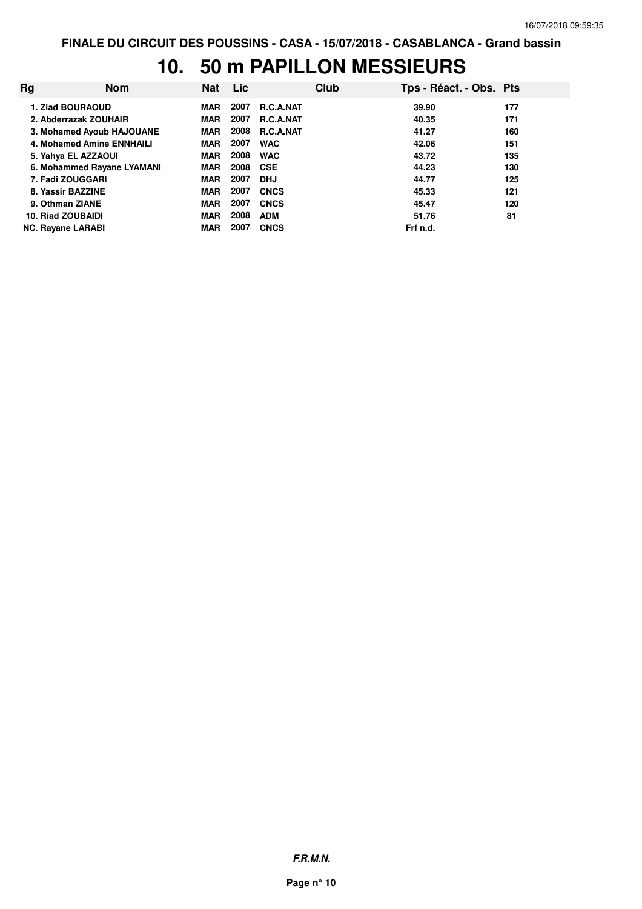FINALE DU CIRCUIT DES POUSSINS - CASA - 15/07/2018 - CASABLANCA - Grand bassin

# 10. 50 m PAPILLON MESSIEURS

| Rg | Nom | Nat | Lic | Club | Tps - Réact. - Obs. | Pts |
|---|---|---|---|---|---|---|
| 1. | Ziad BOURAOUD | MAR | 2007 | R.C.A.NAT | 39.90 | 177 |
| 2. | Abderrazak ZOUHAIR | MAR | 2007 | R.C.A.NAT | 40.35 | 171 |
| 3. | Mohamed Ayoub HAJOUANE | MAR | 2008 | R.C.A.NAT | 41.27 | 160 |
| 4. | Mohamed Amine ENNHAILI | MAR | 2007 | WAC | 42.06 | 151 |
| 5. | Yahya EL AZZAOUI | MAR | 2008 | WAC | 43.72 | 135 |
| 6. | Mohammed Rayane LYAMANI | MAR | 2008 | CSE | 44.23 | 130 |
| 7. | Fadi ZOUGGARI | MAR | 2007 | DHJ | 44.77 | 125 |
| 8. | Yassir BAZZINE | MAR | 2007 | CNCS | 45.33 | 121 |
| 9. | Othman ZIANE | MAR | 2007 | CNCS | 45.47 | 120 |
| 10. | Riad ZOUBAIDI | MAR | 2008 | ADM | 51.76 | 81 |
| NC. | Rayane LARABI | MAR | 2007 | CNCS | Frf n.d. | |

*F.R.M.N.*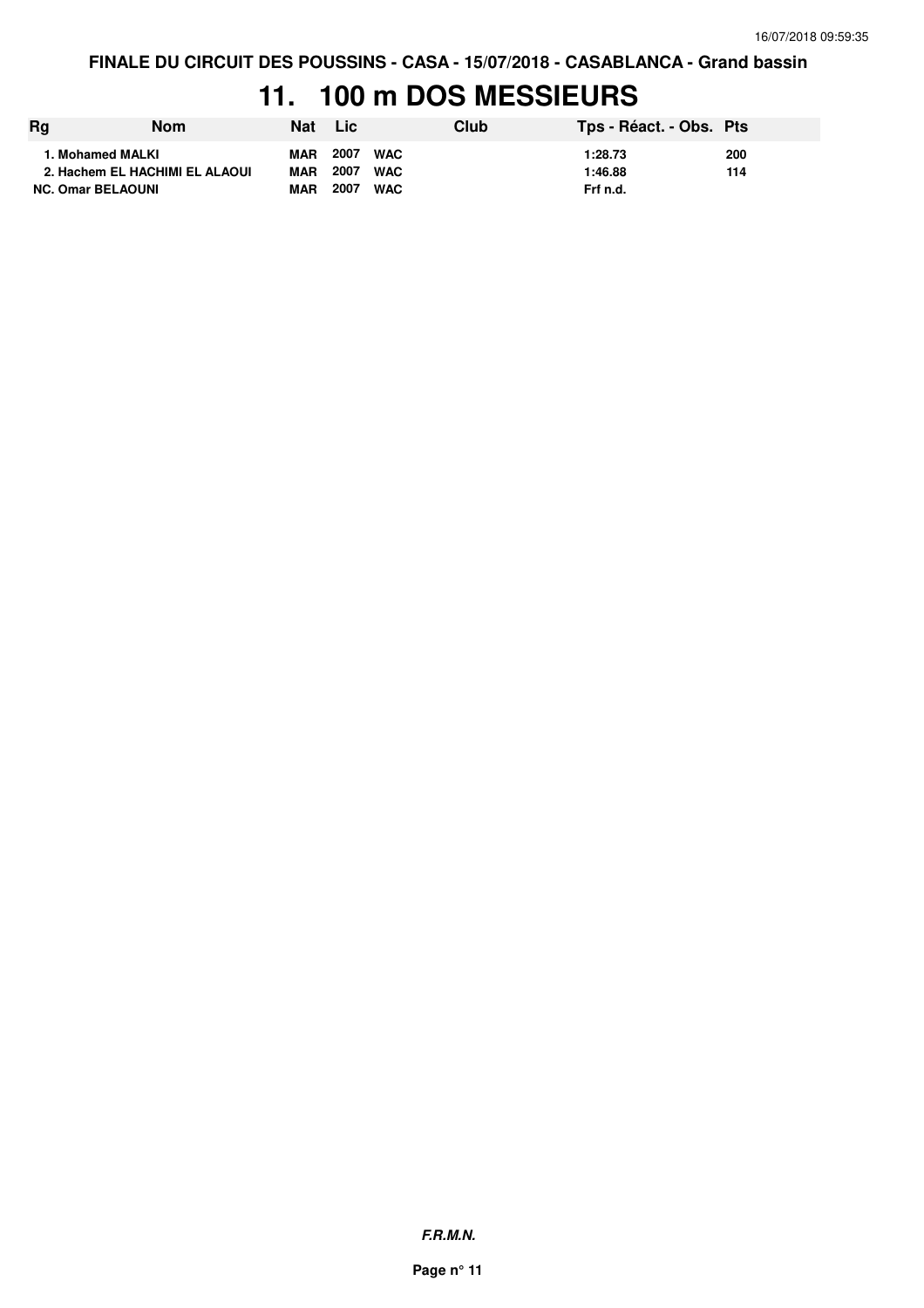FINALE DU CIRCUIT DES POUSSINS - CASA - 15/07/2018 - CASABLANCA - Grand bassin

# 11. 100 m DOS MESSIEURS

| Rg | Nom | Nat | Lic | Club | Tps - Réact. - Obs. | Pts |
|---|---|---|---|---|---|---|
| 1. | Mohamed MALKI | MAR | 2007 | WAC | 1:28.73 | 200 |
| 2. | Hachem EL HACHIMI EL ALAOUI | MAR | 2007 | WAC | 1:46.88 | 114 |
| NC. | Omar BELAOUNI | MAR | 2007 | WAC | Frf n.d. | |

*F.R.M.N.*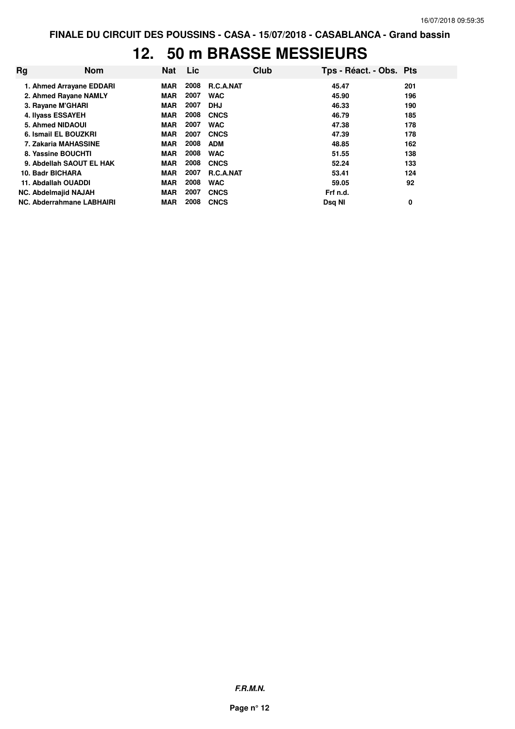# 12. 50 m BRASSE MESSIEURS

| Rg | Nom | Nat | Lic | Club | Tps - Réact. - Obs. | Pts |
|---|---|---|---|---|---|---|
| 1. | Ahmed Arrayane EDDARI | MAR | 2008 | R.C.A.NAT | 45.47 | 201 |
| 2. | Ahmed Rayane NAMLY | MAR | 2007 | WAC | 45.90 | 196 |
| 3. | Rayane M'GHARI | MAR | 2007 | DHJ | 46.33 | 190 |
| 4. | Ilyass ESSAYEH | MAR | 2008 | CNCS | 46.79 | 185 |
| 5. | Ahmed NIDAOUI | MAR | 2007 | WAC | 47.38 | 178 |
| 6. | Ismail EL BOUZKRI | MAR | 2007 | CNCS | 47.39 | 178 |
| 7. | Zakaria MAHASSINE | MAR | 2008 | ADM | 48.85 | 162 |
| 8. | Yassine BOUCHTI | MAR | 2008 | WAC | 51.55 | 138 |
| 9. | Abdellah SAOUT EL HAK | MAR | 2008 | CNCS | 52.24 | 133 |
| 10. | Badr BICHARA | MAR | 2007 | R.C.A.NAT | 53.41 | 124 |
| 11. | Abdallah OUADDI | MAR | 2008 | WAC | 59.05 | 92 |
| NC. | Abdelmajid NAJAH | MAR | 2007 | CNCS | Frf n.d. | |
| NC. | Abderrahmane LABHAIRI | MAR | 2008 | CNCS | Dsq NI | 0 |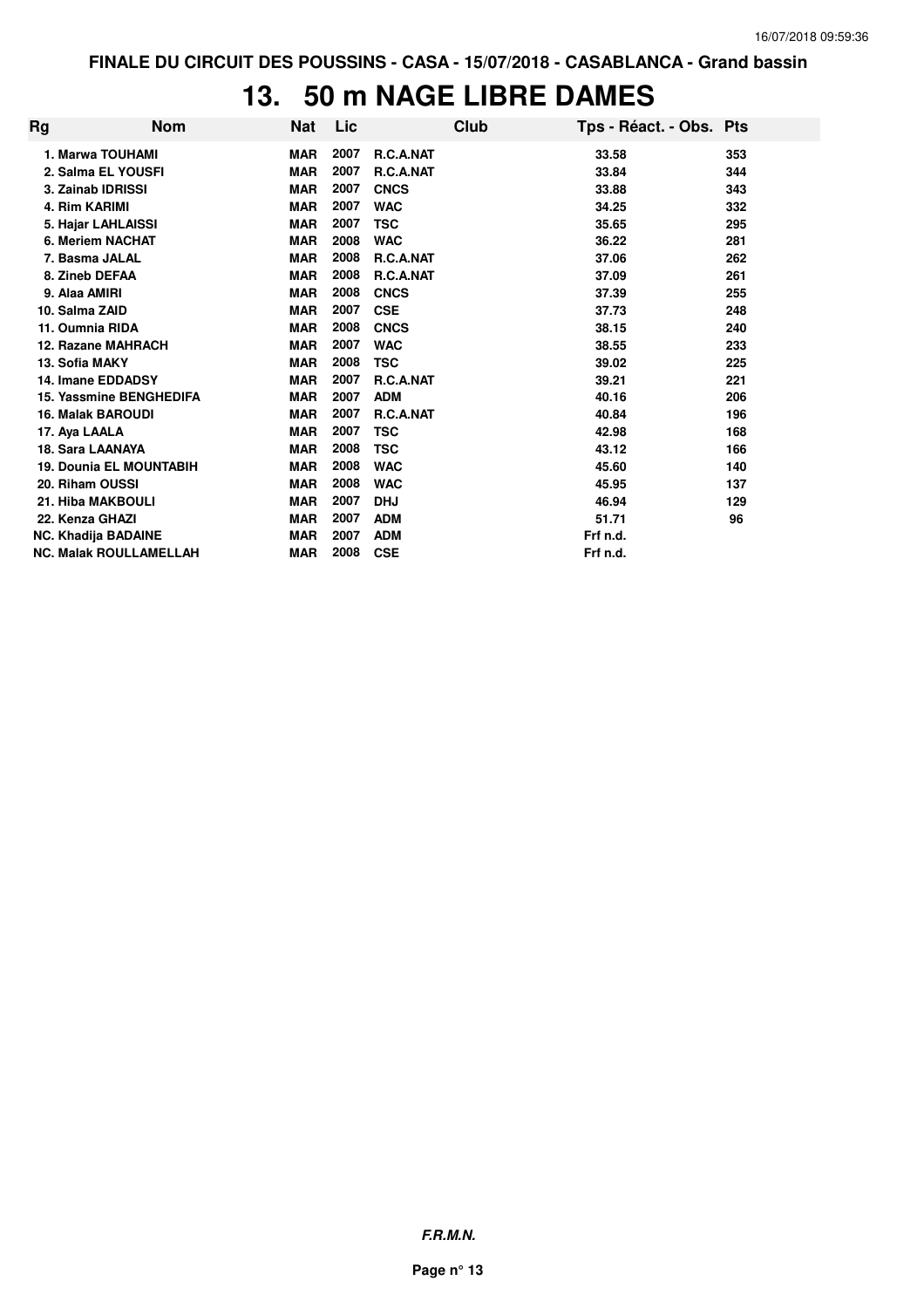FINALE DU CIRCUIT DES POUSSINS - CASA - 15/07/2018 - CASABLANCA - Grand bassin

# 13. 50 m NAGE LIBRE DAMES

| Rg | Nom | Nat | Lic | Club | Tps - Réact. - Obs. | Pts |
|---|---|---|---|---|---|---|
| 1. | Marwa TOUHAMI | MAR | 2007 | R.C.A.NAT | 33.58 | 353 |
| 2. | Salma EL YOUSFI | MAR | 2007 | R.C.A.NAT | 33.84 | 344 |
| 3. | Zainab IDRISSI | MAR | 2007 | CNCS | 33.88 | 343 |
| 4. | Rim KARIMI | MAR | 2007 | WAC | 34.25 | 332 |
| 5. | Hajar LAHLAISSI | MAR | 2007 | TSC | 35.65 | 295 |
| 6. | Meriem NACHAT | MAR | 2008 | WAC | 36.22 | 281 |
| 7. | Basma JALAL | MAR | 2008 | R.C.A.NAT | 37.06 | 262 |
| 8. | Zineb DEFAA | MAR | 2008 | R.C.A.NAT | 37.09 | 261 |
| 9. | Alaa AMIRI | MAR | 2008 | CNCS | 37.39 | 255 |
| 10. | Salma ZAID | MAR | 2007 | CSE | 37.73 | 248 |
| 11. | Oumnia RIDA | MAR | 2008 | CNCS | 38.15 | 240 |
| 12. | Razane MAHRACH | MAR | 2007 | WAC | 38.55 | 233 |
| 13. | Sofia MAKY | MAR | 2008 | TSC | 39.02 | 225 |
| 14. | Imane EDDADSY | MAR | 2007 | R.C.A.NAT | 39.21 | 221 |
| 15. | Yassmine BENGHEDIFA | MAR | 2007 | ADM | 40.16 | 206 |
| 16. | Malak BAROUDI | MAR | 2007 | R.C.A.NAT | 40.84 | 196 |
| 17. | Aya LAALA | MAR | 2007 | TSC | 42.98 | 168 |
| 18. | Sara LAANAYA | MAR | 2008 | TSC | 43.12 | 166 |
| 19. | Dounia EL MOUNTABIH | MAR | 2008 | WAC | 45.60 | 140 |
| 20. | Riham OUSSI | MAR | 2008 | WAC | 45.95 | 137 |
| 21. | Hiba MAKBOULI | MAR | 2007 | DHJ | 46.94 | 129 |
| 22. | Kenza GHAZI | MAR | 2007 | ADM | 51.71 | 96 |
| NC. | Khadija BADAINE | MAR | 2007 | ADM | Frf n.d. | |
| NC. | Malak ROULLAMELLAH | MAR | 2008 | CSE | Frf n.d. | |

*F.R.M.N.*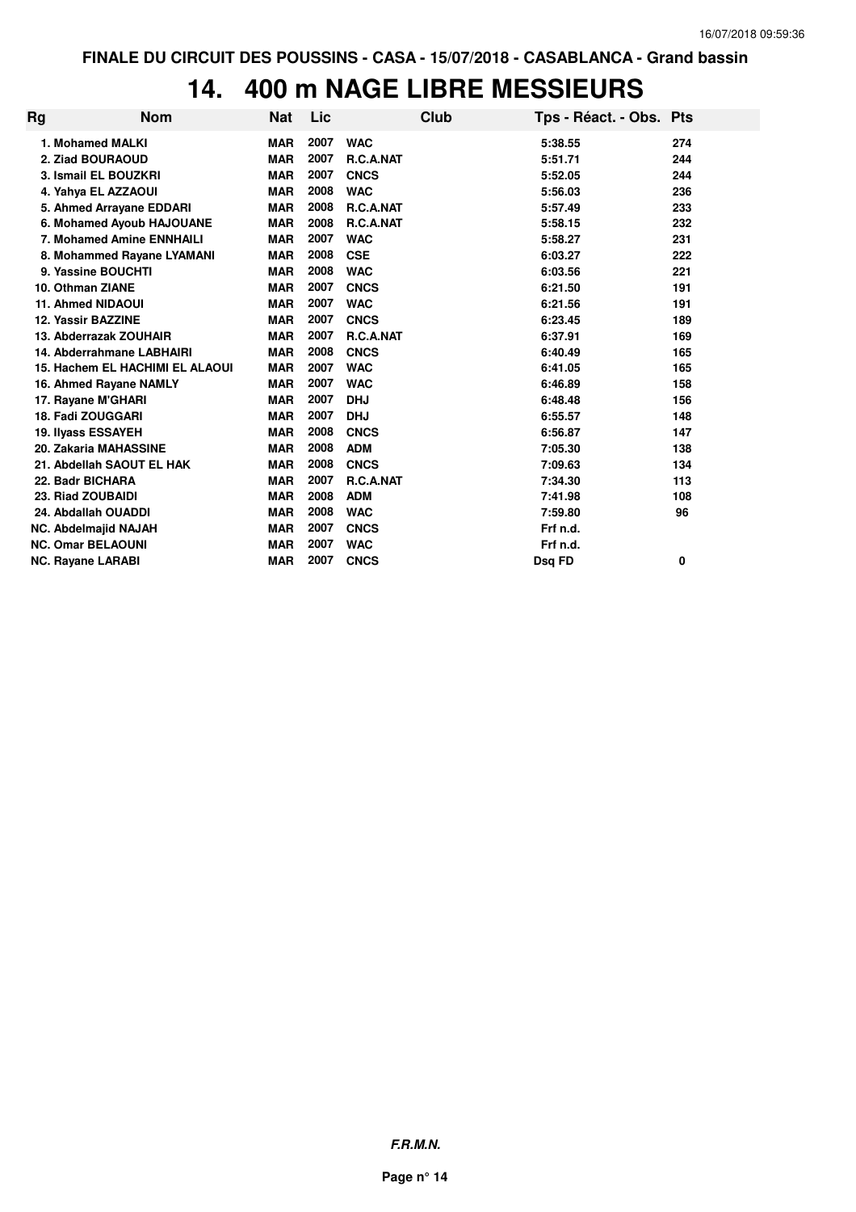FINALE DU CIRCUIT DES POUSSINS - CASA - 15/07/2018 - CASABLANCA - Grand bassin

# 14. 400 m NAGE LIBRE MESSIEURS

| Rg | Nom | Nat | Lic | Club | Tps - Réact. - Obs. | Pts |
|---|---|---|---|---|---|---|
| 1. | Mohamed MALKI | MAR | 2007 | WAC | 5:38.55 | 274 |
| 2. | Ziad BOURAOUD | MAR | 2007 | R.C.A.NAT | 5:51.71 | 244 |
| 3. | Ismail EL BOUZKRI | MAR | 2007 | CNCS | 5:52.05 | 244 |
| 4. | Yahya EL AZZAOUI | MAR | 2008 | WAC | 5:56.03 | 236 |
| 5. | Ahmed Arrayane EDDARI | MAR | 2008 | R.C.A.NAT | 5:57.49 | 233 |
| 6. | Mohamed Ayoub HAJOUANE | MAR | 2008 | R.C.A.NAT | 5:58.15 | 232 |
| 7. | Mohamed Amine ENNHAILI | MAR | 2007 | WAC | 5:58.27 | 231 |
| 8. | Mohammed Rayane LYAMANI | MAR | 2008 | CSE | 6:03.27 | 222 |
| 9. | Yassine BOUCHTI | MAR | 2008 | WAC | 6:03.56 | 221 |
| 10. | Othman ZIANE | MAR | 2007 | CNCS | 6:21.50 | 191 |
| 11. | Ahmed NIDAOUI | MAR | 2007 | WAC | 6:21.56 | 191 |
| 12. | Yassir BAZZINE | MAR | 2007 | CNCS | 6:23.45 | 189 |
| 13. | Abderrazak ZOUHAIR | MAR | 2007 | R.C.A.NAT | 6:37.91 | 169 |
| 14. | Abderrahmane LABHAIRI | MAR | 2008 | CNCS | 6:40.49 | 165 |
| 15. | Hachem EL HACHIMI EL ALAOUI | MAR | 2007 | WAC | 6:41.05 | 165 |
| 16. | Ahmed Rayane NAMLY | MAR | 2007 | WAC | 6:46.89 | 158 |
| 17. | Rayane M'GHARI | MAR | 2007 | DHJ | 6:48.48 | 156 |
| 18. | Fadi ZOUGGARI | MAR | 2007 | DHJ | 6:55.57 | 148 |
| 19. | Ilyass ESSAYEH | MAR | 2008 | CNCS | 6:56.87 | 147 |
| 20. | Zakaria MAHASSINE | MAR | 2008 | ADM | 7:05.30 | 138 |
| 21. | Abdellah SAOUT EL HAK | MAR | 2008 | CNCS | 7:09.63 | 134 |
| 22. | Badr BICHARA | MAR | 2007 | R.C.A.NAT | 7:34.30 | 113 |
| 23. | Riad ZOUBAIDI | MAR | 2008 | ADM | 7:41.98 | 108 |
| 24. | Abdallah OUADDI | MAR | 2008 | WAC | 7:59.80 | 96 |
| NC. | Abdelmajid NAJAH | MAR | 2007 | CNCS | Frf n.d. | |
| NC. | Omar BELAOUNI | MAR | 2007 | WAC | Frf n.d. | |
| NC. | Rayane LARABI | MAR | 2007 | CNCS | Dsq FD | 0 |

F.R.M.N.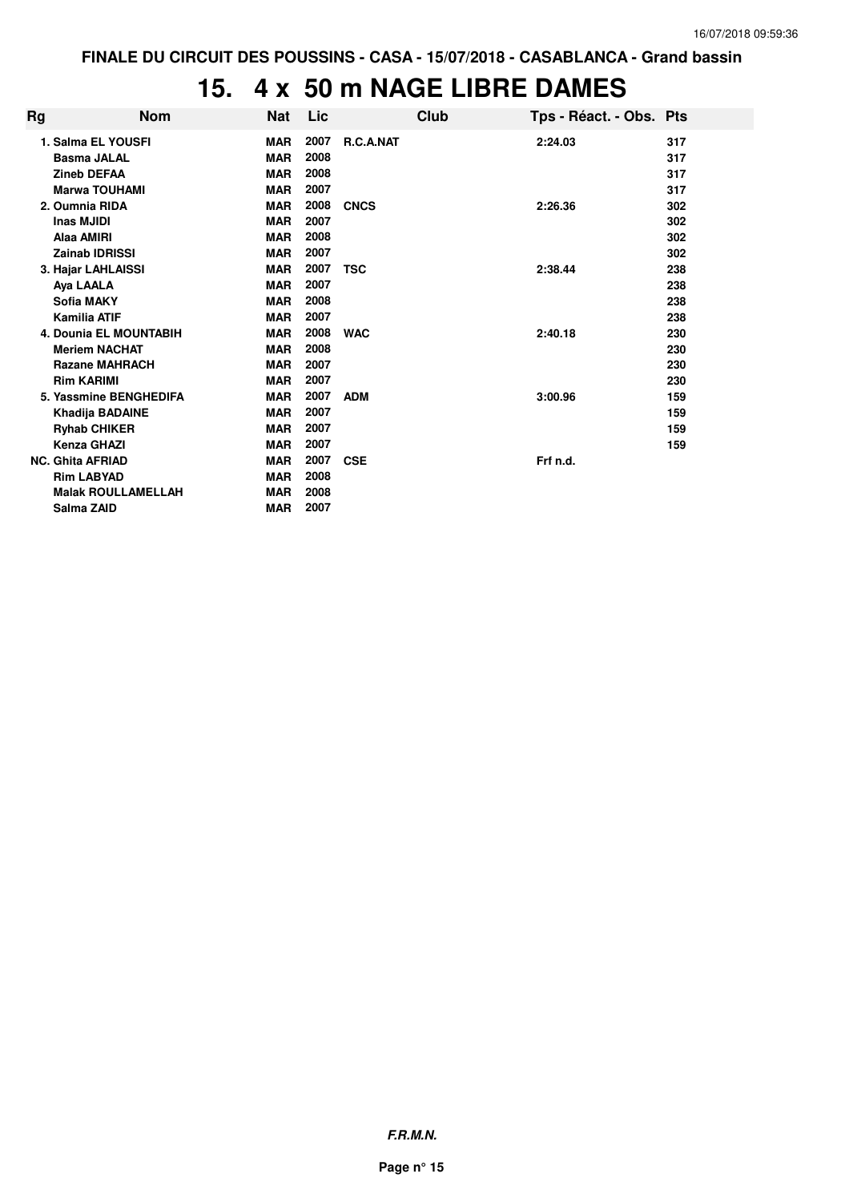FINALE DU CIRCUIT DES POUSSINS - CASA - 15/07/2018 - CASABLANCA - Grand bassin

# 15. 4 x 50 m NAGE LIBRE DAMES

| Rg | Nom | Nat | Lic | Club | Tps - Réact. - Obs. | Pts |
|---|---|---|---|---|---|---|
| 1. | Salma EL YOUSFI | MAR | 2007 | R.C.A.NAT | 2:24.03 | 317 |
| | Basma JALAL | MAR | 2008 | | | 317 |
| | Zineb DEFAA | MAR | 2008 | | | 317 |
| | Marwa TOUHAMI | MAR | 2007 | | | 317 |
| 2. | Oumnia RIDA | MAR | 2008 | CNCS | 2:26.36 | 302 |
| | Inas MJIDI | MAR | 2007 | | | 302 |
| | Alaa AMIRI | MAR | 2008 | | | 302 |
| | Zainab IDRISSI | MAR | 2007 | | | 302 |
| 3. | Hajar LAHLAISSI | MAR | 2007 | TSC | 2:38.44 | 238 |
| | Aya LAALA | MAR | 2007 | | | 238 |
| | Sofia MAKY | MAR | 2008 | | | 238 |
| | Kamilia ATIF | MAR | 2007 | | | 238 |
| 4. | Dounia EL MOUNTABIH | MAR | 2008 | WAC | 2:40.18 | 230 |
| | Meriem NACHAT | MAR | 2008 | | | 230 |
| | Razane MAHRACH | MAR | 2007 | | | 230 |
| | Rim KARIMI | MAR | 2007 | | | 230 |
| 5. | Yassmine BENGHEDIFA | MAR | 2007 | ADM | 3:00.96 | 159 |
| | Khadija BADAINE | MAR | 2007 | | | 159 |
| | Ryhab CHIKER | MAR | 2007 | | | 159 |
| | Kenza GHAZI | MAR | 2007 | | | 159 |
| NC. | Ghita AFRIAD | MAR | 2007 | CSE | Frf n.d. | |
| | Rim LABYAD | MAR | 2008 | | | |
| | Malak ROULLAMELLAH | MAR | 2008 | | | |
| | Salma ZAID | MAR | 2007 | | | |

*F.R.M.N.*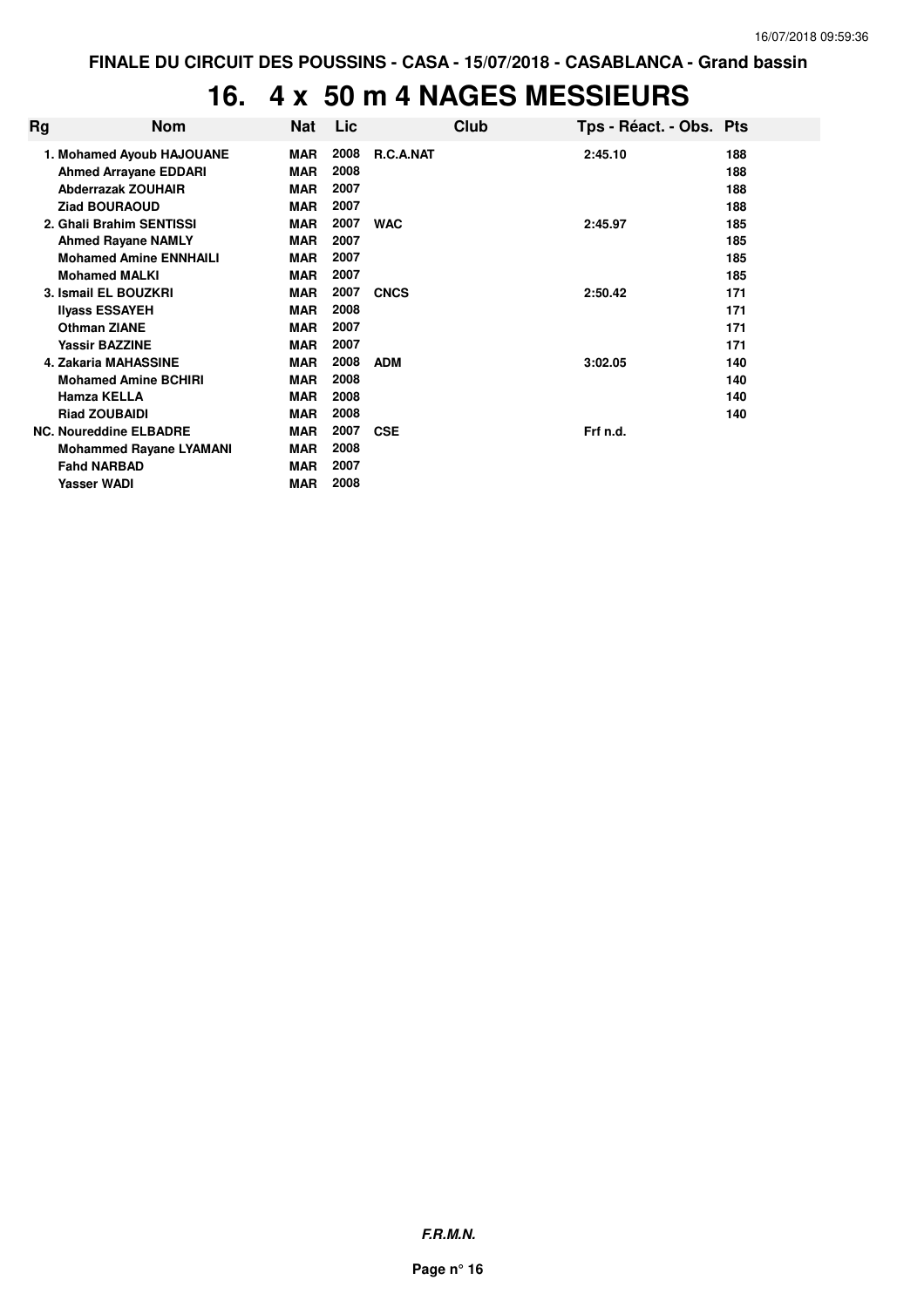# 16. 4 x 50 m 4 NAGES MESSIEURS

| Rg | Nom | Nat | Lic | Club | Tps - Réact. - Obs. | Pts |
|---|---|---|---|---|---|---|
| 1. | Mohamed Ayoub HAJOUANE | MAR | 2008 | R.C.A.NAT | 2:45.10 | 188 |
| | Ahmed Arrayane EDDARI | MAR | 2008 | | | 188 |
| | Abderrazak ZOUHAIR | MAR | 2007 | | | 188 |
| | Ziad BOURAOUD | MAR | 2007 | | | 188 |
| 2. | Ghali Brahim SENTISSI | MAR | 2007 | WAC | 2:45.97 | 185 |
| | Ahmed Rayane NAMLY | MAR | 2007 | | | 185 |
| | Mohamed Amine ENNHAILI | MAR | 2007 | | | 185 |
| | Mohamed MALKI | MAR | 2007 | | | 185 |
| 3. | Ismail EL BOUZKRI | MAR | 2007 | CNCS | 2:50.42 | 171 |
| | Ilyass ESSAYEH | MAR | 2008 | | | 171 |
| | Othman ZIANE | MAR | 2007 | | | 171 |
| | Yassir BAZZINE | MAR | 2007 | | | 171 |
| 4. | Zakaria MAHASSINE | MAR | 2008 | ADM | 3:02.05 | 140 |
| | Mohamed Amine BCHIRI | MAR | 2008 | | | 140 |
| | Hamza KELLA | MAR | 2008 | | | 140 |
| | Riad ZOUBAIDI | MAR | 2008 | | | 140 |
| NC. | Noureddine ELBADRE | MAR | 2007 | CSE | Frf n.d. | |
| | Mohammed Rayane LYAMANI | MAR | 2008 | | | |
| | Fahd NARBAD | MAR | 2007 | | | |
| | Yasser WADI | MAR | 2008 | | | |